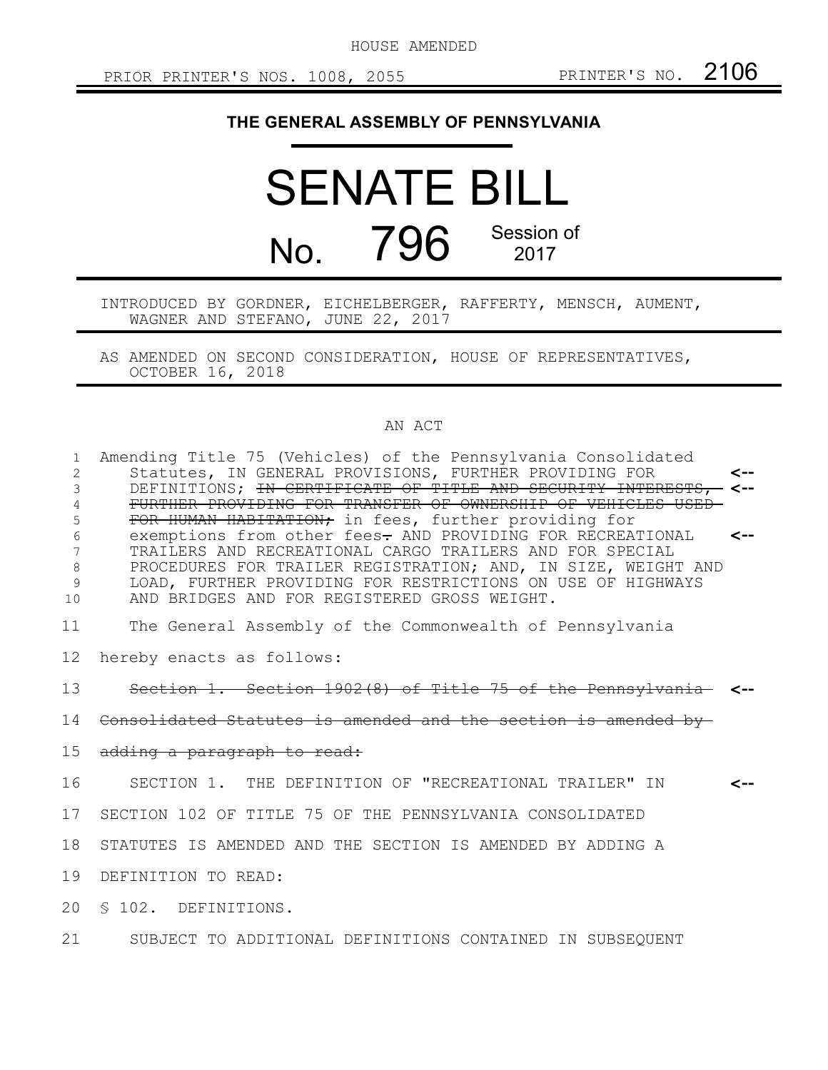HOUSE AMENDED

PRIOR PRINTER'S NOS. 1008, 2055 PRINTER'S NO. 2106

**THE GENERAL ASSEMBLY OF PENNSYLVANIA**

# SENATE BILL

# No. 796 Session of 2017

INTRODUCED BY GORDNER, EICHELBERGER, RAFFERTY, MENSCH, AUMENT, WAGNER AND STEFANO, JUNE 22, 2017

AS AMENDED ON SECOND CONSIDERATION, HOUSE OF REPRESENTATIVES, OCTOBER 16, 2018

AN ACT

Amending Title 75 (Vehicles) of the Pennsylvania Consolidated Statutes, IN GENERAL PROVISIONS, FURTHER PROVIDING FOR DEFINITIONS; ~~IN CERTIFICATE OF TITLE AND SECURITY INTERESTS, FURTHER PROVIDING FOR TRANSFER OF OWNERSHIP OF VEHICLES USED FOR HUMAN HABITATION;~~ in fees, further providing for exemptions from other fees~~.~~ AND PROVIDING FOR RECREATIONAL TRAILERS AND RECREATIONAL CARGO TRAILERS AND FOR SPECIAL PROCEDURES FOR TRAILER REGISTRATION; AND, IN SIZE, WEIGHT AND LOAD, FURTHER PROVIDING FOR RESTRICTIONS ON USE OF HIGHWAYS AND BRIDGES AND FOR REGISTERED GROSS WEIGHT.

The General Assembly of the Commonwealth of Pennsylvania hereby enacts as follows:

~~Section 1. Section 1902(8) of Title 75 of the Pennsylvania Consolidated Statutes is amended and the section is amended by adding a paragraph to read:~~

SECTION 1. THE DEFINITION OF "RECREATIONAL TRAILER" IN SECTION 102 OF TITLE 75 OF THE PENNSYLVANIA CONSOLIDATED STATUTES IS AMENDED AND THE SECTION IS AMENDED BY ADDING A DEFINITION TO READ:

§ 102. DEFINITIONS.

SUBJECT TO ADDITIONAL DEFINITIONS CONTAINED IN SUBSEQUENT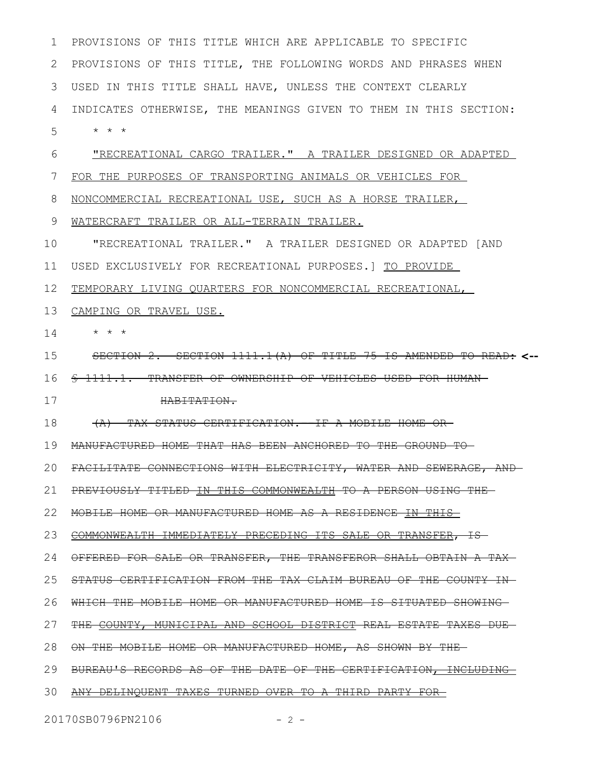PROVISIONS OF THIS TITLE WHICH ARE APPLICABLE TO SPECIFIC PROVISIONS OF THIS TITLE, THE FOLLOWING WORDS AND PHRASES WHEN USED IN THIS TITLE SHALL HAVE, UNLESS THE CONTEXT CLEARLY INDICATES OTHERWISE, THE MEANINGS GIVEN TO THEM IN THIS SECTION:

* * *

<u>"RECREATIONAL CARGO TRAILER." A TRAILER DESIGNED OR ADAPTED FOR THE PURPOSES OF TRANSPORTING ANIMALS OR VEHICLES FOR NONCOMMERCIAL RECREATIONAL USE, SUCH AS A HORSE TRAILER, WATERCRAFT TRAILER OR ALL-TERRAIN TRAILER.</u>

"RECREATIONAL TRAILER." A TRAILER DESIGNED OR ADAPTED [AND USED EXCLUSIVELY FOR RECREATIONAL PURPOSES.] <u>TO PROVIDE TEMPORARY LIVING QUARTERS FOR NONCOMMERCIAL RECREATIONAL, CAMPING OR TRAVEL USE.</u>

* * *

~~SECTION 2. SECTION 1111.1(A) OF TITLE 75 IS AMENDED TO READ:~~ **<--**

~~§ 1111.1. TRANSFER OF OWNERSHIP OF VEHICLES USED FOR HUMAN HABITATION.~~

~~(A) TAX STATUS CERTIFICATION. IF A MOBILE HOME OR MANUFACTURED HOME THAT HAS BEEN ANCHORED TO THE GROUND TO FACILITATE CONNECTIONS WITH ELECTRICITY, WATER AND SEWERAGE, AND PREVIOUSLY TITLED IN THIS COMMONWEALTH TO A PERSON USING THE MOBILE HOME OR MANUFACTURED HOME AS A RESIDENCE IN THIS COMMONWEALTH IMMEDIATELY PRECEDING ITS SALE OR TRANSFER, IS OFFERED FOR SALE OR TRANSFER, THE TRANSFEROR SHALL OBTAIN A TAX STATUS CERTIFICATION FROM THE TAX CLAIM BUREAU OF THE COUNTY IN WHICH THE MOBILE HOME OR MANUFACTURED HOME IS SITUATED SHOWING THE COUNTY, MUNICIPAL AND SCHOOL DISTRICT REAL ESTATE TAXES DUE ON THE MOBILE HOME OR MANUFACTURED HOME, AS SHOWN BY THE BUREAU'S RECORDS AS OF THE DATE OF THE CERTIFICATION, INCLUDING ANY DELINQUENT TAXES TURNED OVER TO A THIRD PARTY FOR~~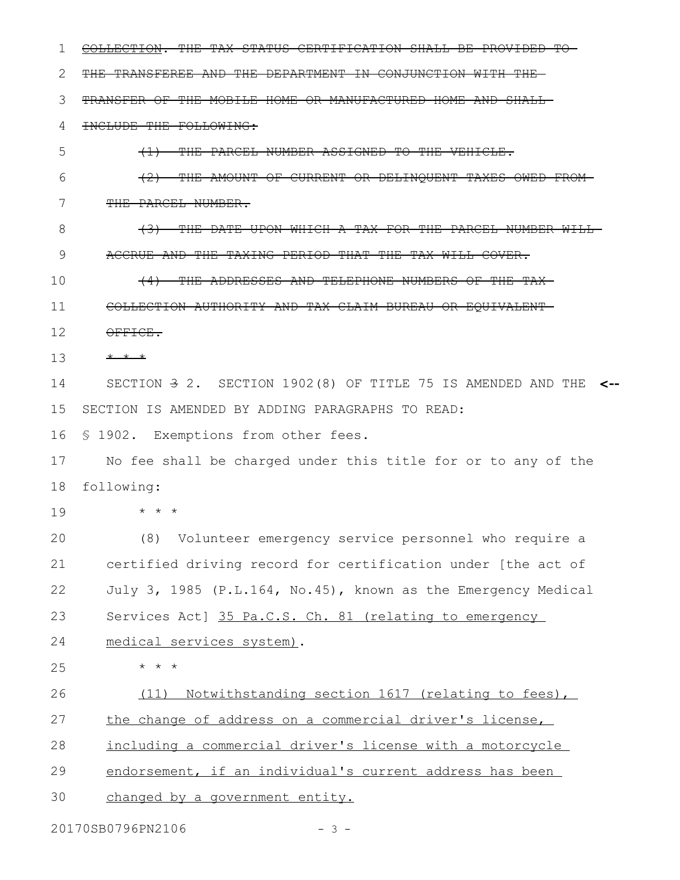~~COLLECTION. THE TAX STATUS CERTIFICATION SHALL BE PROVIDED TO THE TRANSFEREE AND THE DEPARTMENT IN CONJUNCTION WITH THE TRANSFER OF THE MOBILE HOME OR MANUFACTURED HOME AND SHALL INCLUDE THE FOLLOWING:~~

~~(1) THE PARCEL NUMBER ASSIGNED TO THE VEHICLE.~~

~~(2) THE AMOUNT OF CURRENT OR DELINQUENT TAXES OWED FROM THE PARCEL NUMBER.~~

~~(3) THE DATE UPON WHICH A TAX FOR THE PARCEL NUMBER WILL ACCRUE AND THE TAXING PERIOD THAT THE TAX WILL COVER.~~

~~(4) THE ADDRESSES AND TELEPHONE NUMBERS OF THE TAX COLLECTION AUTHORITY AND TAX CLAIM BUREAU OR EQUIVALENT OFFICE.~~

~~* * *~~

SECTION ~~3~~ 2. SECTION 1902(8) OF TITLE 75 IS AMENDED AND THE SECTION IS AMENDED BY ADDING PARAGRAPHS TO READ: <--

§ 1902. Exemptions from other fees.

No fee shall be charged under this title for or to any of the following:

* * *

(8) Volunteer emergency service personnel who require a certified driving record for certification under [the act of July 3, 1985 (P.L.164, No.45), known as the Emergency Medical Services Act] <u>35 Pa.C.S. Ch. 81 (relating to emergency medical services system)</u>.

* * *

<u>(11) Notwithstanding section 1617 (relating to fees), the change of address on a commercial driver's license, including a commercial driver's license with a motorcycle endorsement, if an individual's current address has been changed by a government entity.</u>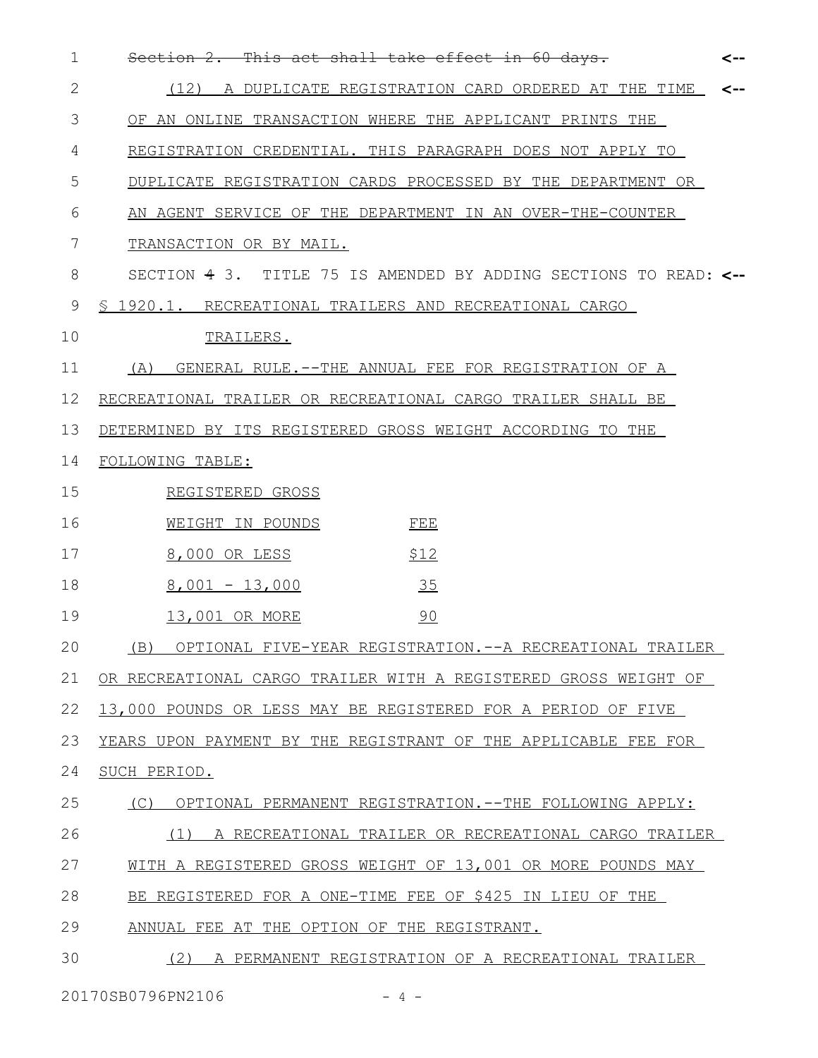~~Section 2. This act shall take effect in 60 days.~~ <--

(12) A DUPLICATE REGISTRATION CARD ORDERED AT THE TIME OF AN ONLINE TRANSACTION WHERE THE APPLICANT PRINTS THE REGISTRATION CREDENTIAL. THIS PARAGRAPH DOES NOT APPLY TO DUPLICATE REGISTRATION CARDS PROCESSED BY THE DEPARTMENT OR AN AGENT SERVICE OF THE DEPARTMENT IN AN OVER-THE-COUNTER TRANSACTION OR BY MAIL. <--

SECTION ~~4~~ 3. TITLE 75 IS AMENDED BY ADDING SECTIONS TO READ: <--

§ 1920.1. RECREATIONAL TRAILERS AND RECREATIONAL CARGO TRAILERS.

(A) GENERAL RULE.--THE ANNUAL FEE FOR REGISTRATION OF A RECREATIONAL TRAILER OR RECREATIONAL CARGO TRAILER SHALL BE DETERMINED BY ITS REGISTERED GROSS WEIGHT ACCORDING TO THE FOLLOWING TABLE:

| REGISTERED GROSS WEIGHT IN POUNDS | FEE |
|---|---|
| 8,000 OR LESS | $12 |
| 8,001 - 13,000 | 35 |
| 13,001 OR MORE | 90 |

(B) OPTIONAL FIVE-YEAR REGISTRATION.--A RECREATIONAL TRAILER OR RECREATIONAL CARGO TRAILER WITH A REGISTERED GROSS WEIGHT OF 13,000 POUNDS OR LESS MAY BE REGISTERED FOR A PERIOD OF FIVE YEARS UPON PAYMENT BY THE REGISTRANT OF THE APPLICABLE FEE FOR SUCH PERIOD.

(C) OPTIONAL PERMANENT REGISTRATION.--THE FOLLOWING APPLY:

(1) A RECREATIONAL TRAILER OR RECREATIONAL CARGO TRAILER WITH A REGISTERED GROSS WEIGHT OF 13,001 OR MORE POUNDS MAY BE REGISTERED FOR A ONE-TIME FEE OF $425 IN LIEU OF THE ANNUAL FEE AT THE OPTION OF THE REGISTRANT.

(2) A PERMANENT REGISTRATION OF A RECREATIONAL TRAILER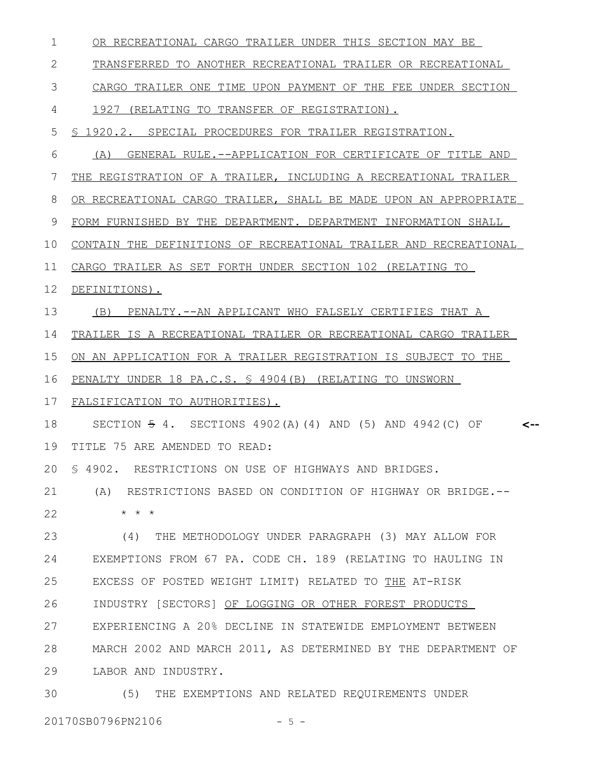OR RECREATIONAL CARGO TRAILER UNDER THIS SECTION MAY BE TRANSFERRED TO ANOTHER RECREATIONAL TRAILER OR RECREATIONAL CARGO TRAILER ONE TIME UPON PAYMENT OF THE FEE UNDER SECTION 1927 (RELATING TO TRANSFER OF REGISTRATION).

§ 1920.2. SPECIAL PROCEDURES FOR TRAILER REGISTRATION.

(A) GENERAL RULE.--APPLICATION FOR CERTIFICATE OF TITLE AND THE REGISTRATION OF A TRAILER, INCLUDING A RECREATIONAL TRAILER OR RECREATIONAL CARGO TRAILER, SHALL BE MADE UPON AN APPROPRIATE FORM FURNISHED BY THE DEPARTMENT. DEPARTMENT INFORMATION SHALL CONTAIN THE DEFINITIONS OF RECREATIONAL TRAILER AND RECREATIONAL CARGO TRAILER AS SET FORTH UNDER SECTION 102 (RELATING TO DEFINITIONS).

(B) PENALTY.--AN APPLICANT WHO FALSELY CERTIFIES THAT A TRAILER IS A RECREATIONAL TRAILER OR RECREATIONAL CARGO TRAILER ON AN APPLICATION FOR A TRAILER REGISTRATION IS SUBJECT TO THE PENALTY UNDER 18 PA.C.S. § 4904(B) (RELATING TO UNSWORN FALSIFICATION TO AUTHORITIES).

SECTION ~~5~~ 4. SECTIONS 4902(A)(4) AND (5) AND 4942(C) OF TITLE 75 ARE AMENDED TO READ: <--

§ 4902. RESTRICTIONS ON USE OF HIGHWAYS AND BRIDGES.

(A) RESTRICTIONS BASED ON CONDITION OF HIGHWAY OR BRIDGE.--

* * *

(4) THE METHODOLOGY UNDER PARAGRAPH (3) MAY ALLOW FOR EXEMPTIONS FROM 67 PA. CODE CH. 189 (RELATING TO HAULING IN EXCESS OF POSTED WEIGHT LIMIT) RELATED TO THE AT-RISK INDUSTRY [SECTORS] OF LOGGING OR OTHER FOREST PRODUCTS EXPERIENCING A 20% DECLINE IN STATEWIDE EMPLOYMENT BETWEEN MARCH 2002 AND MARCH 2011, AS DETERMINED BY THE DEPARTMENT OF LABOR AND INDUSTRY.

(5) THE EXEMPTIONS AND RELATED REQUIREMENTS UNDER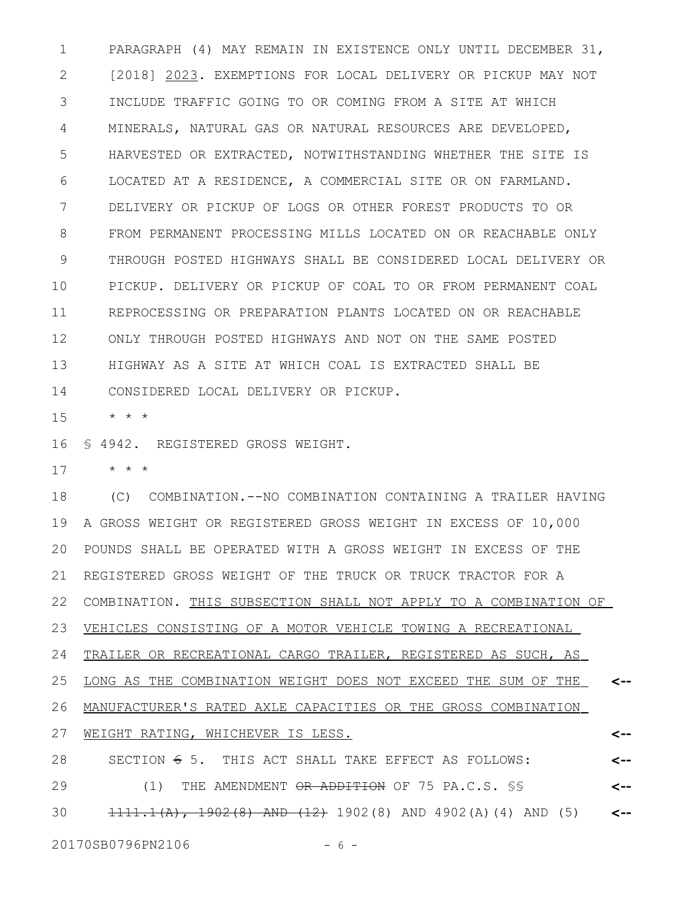PARAGRAPH (4) MAY REMAIN IN EXISTENCE ONLY UNTIL DECEMBER 31, [2018] 2023. EXEMPTIONS FOR LOCAL DELIVERY OR PICKUP MAY NOT INCLUDE TRAFFIC GOING TO OR COMING FROM A SITE AT WHICH MINERALS, NATURAL GAS OR NATURAL RESOURCES ARE DEVELOPED, HARVESTED OR EXTRACTED, NOTWITHSTANDING WHETHER THE SITE IS LOCATED AT A RESIDENCE, A COMMERCIAL SITE OR ON FARMLAND. DELIVERY OR PICKUP OF LOGS OR OTHER FOREST PRODUCTS TO OR FROM PERMANENT PROCESSING MILLS LOCATED ON OR REACHABLE ONLY THROUGH POSTED HIGHWAYS SHALL BE CONSIDERED LOCAL DELIVERY OR PICKUP. DELIVERY OR PICKUP OF COAL TO OR FROM PERMANENT COAL REPROCESSING OR PREPARATION PLANTS LOCATED ON OR REACHABLE ONLY THROUGH POSTED HIGHWAYS AND NOT ON THE SAME POSTED HIGHWAY AS A SITE AT WHICH COAL IS EXTRACTED SHALL BE CONSIDERED LOCAL DELIVERY OR PICKUP.

\* \* \*

§ 4942. REGISTERED GROSS WEIGHT.

\* \* \*

(C) COMBINATION.--NO COMBINATION CONTAINING A TRAILER HAVING A GROSS WEIGHT OR REGISTERED GROSS WEIGHT IN EXCESS OF 10,000 POUNDS SHALL BE OPERATED WITH A GROSS WEIGHT IN EXCESS OF THE REGISTERED GROSS WEIGHT OF THE TRUCK OR TRUCK TRACTOR FOR A COMBINATION. THIS SUBSECTION SHALL NOT APPLY TO A COMBINATION OF VEHICLES CONSISTING OF A MOTOR VEHICLE TOWING A RECREATIONAL TRAILER OR RECREATIONAL CARGO TRAILER, REGISTERED AS SUCH, AS LONG AS THE COMBINATION WEIGHT DOES NOT EXCEED THE SUM OF THE MANUFACTURER'S RATED AXLE CAPACITIES OR THE GROSS COMBINATION WEIGHT RATING, WHICHEVER IS LESS.

SECTION ~~6~~ 5. THIS ACT SHALL TAKE EFFECT AS FOLLOWS:

(1) THE AMENDMENT ~~OR ADDITION~~ OF 75 PA.C.S. §§ ~~1111.1(A), 1902(8) AND (12)~~ 1902(8) AND 4902(A)(4) AND (5)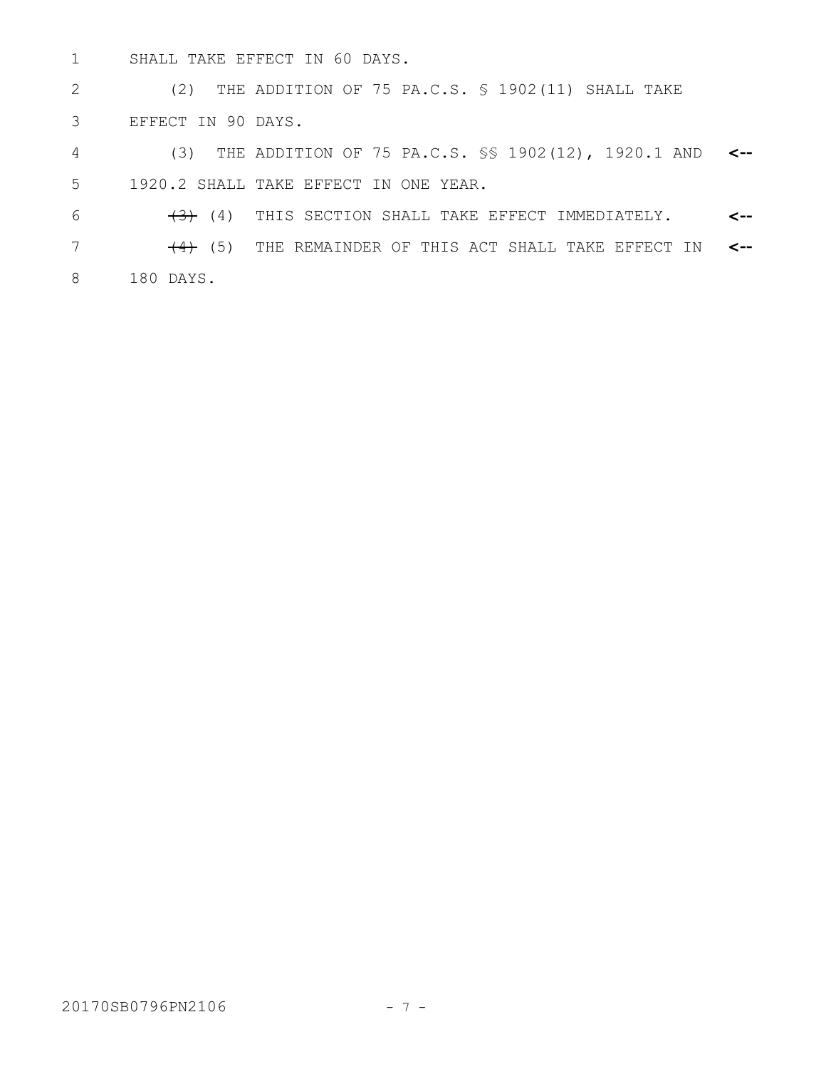SHALL TAKE EFFECT IN 60 DAYS.

(2) THE ADDITION OF 75 PA.C.S. § 1902(11) SHALL TAKE EFFECT IN 90 DAYS.

(3) THE ADDITION OF 75 PA.C.S. §§ 1902(12), 1920.1 AND 1920.2 SHALL TAKE EFFECT IN ONE YEAR.

~~(3)~~ (4) THIS SECTION SHALL TAKE EFFECT IMMEDIATELY.

~~(4)~~ (5) THE REMAINDER OF THIS ACT SHALL TAKE EFFECT IN 180 DAYS.